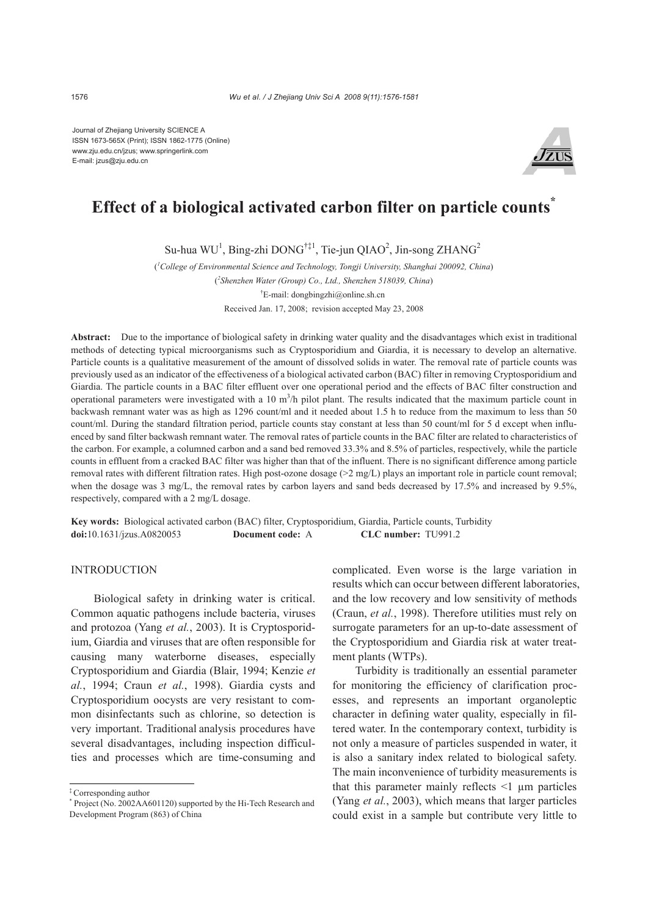Journal of Zhejiang University SCIENCE A
ISSN 1673-565X (Print); ISSN 1862-1775 (Online)
www.zju.edu.cn/jzus; www.springerlink.com
E-mail: jzus@zju.edu.cn

# Effect of a biological activated carbon filter on particle counts*

Su-hua WU[1], Bing-zhi DONG[†‡1], Tie-jun QIAO[2], Jin-song ZHANG[2]

([1]College of Environmental Science and Technology, Tongji University, Shanghai 200092, China)

([2]Shenzhen Water (Group) Co., Ltd., Shenzhen 518039, China)

[†]E-mail: dongbingzhi@online.sh.cn

Received Jan. 17, 2008; revision accepted May 23, 2008

**Abstract:** Due to the importance of biological safety in drinking water quality and the disadvantages which exist in traditional methods of detecting typical microorganisms such as Cryptosporidium and Giardia, it is necessary to develop an alternative. Particle counts is a qualitative measurement of the amount of dissolved solids in water. The removal rate of particle counts was previously used as an indicator of the effectiveness of a biological activated carbon (BAC) filter in removing Cryptosporidium and Giardia. The particle counts in a BAC filter effluent over one operational period and the effects of BAC filter construction and operational parameters were investigated with a 10 $m^3$/h pilot plant. The results indicated that the maximum particle count in backwash remnant water was as high as 1296 count/ml and it needed about 1.5 h to reduce from the maximum to less than 50 count/ml. During the standard filtration period, particle counts stay constant at less than 50 count/ml for 5 d except when influenced by sand filter backwash remnant water. The removal rates of particle counts in the BAC filter are related to characteristics of the carbon. For example, a columned carbon and a sand bed removed 33.3% and 8.5% of particles, respectively, while the particle counts in effluent from a cracked BAC filter was higher than that of the influent. There is no significant difference among particle removal rates with different filtration rates. High post-ozone dosage (>2 mg/L) plays an important role in particle count removal; when the dosage was 3 mg/L, the removal rates by carbon layers and sand beds decreased by 17.5% and increased by 9.5%, respectively, compared with a 2 mg/L dosage.

**Key words:** Biological activated carbon (BAC) filter, Cryptosporidium, Giardia, Particle counts, Turbidity
**doi:**10.1631/jzus.A0820053 **Document code:** A **CLC number:** TU991.2

## INTRODUCTION

Biological safety in drinking water is critical. Common aquatic pathogens include bacteria, viruses and protozoa (Yang *et al.*, 2003). It is Cryptosporidium, Giardia and viruses that are often responsible for causing many waterborne diseases, especially Cryptosporidium and Giardia (Blair, 1994; Kenzie *et al.*, 1994; Craun *et al.*, 1998). Giardia cysts and Cryptosporidium oocysts are very resistant to common disinfectants such as chlorine, so detection is very important. Traditional analysis procedures have several disadvantages, including inspection difficulties and processes which are time-consuming and complicated. Even worse is the large variation in results which can occur between different laboratories, and the low recovery and low sensitivity of methods (Craun, *et al.*, 1998). Therefore utilities must rely on surrogate parameters for an up-to-date assessment of the Cryptosporidium and Giardia risk at water treatment plants (WTPs).

Turbidity is traditionally an essential parameter for monitoring the efficiency of clarification processes, and represents an important organoleptic character in defining water quality, especially in filtered water. In the contemporary context, turbidity is not only a measure of particles suspended in water, it is also a sanitary index related to biological safety. The main inconvenience of turbidity measurements is that this parameter mainly reflects <1 μm particles (Yang *et al.*, 2003), which means that larger particles could exist in a sample but contribute very little to

‡ Corresponding author
\* Project (No. 2002AA601120) supported by the Hi-Tech Research and Development Program (863) of China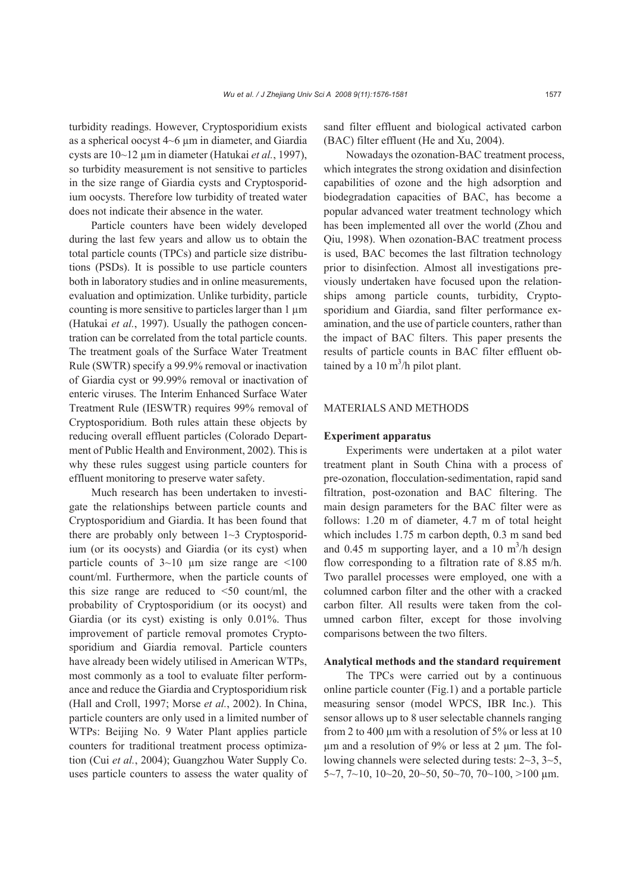turbidity readings. However, Cryptosporidium exists as a spherical oocyst 4~6 μm in diameter, and Giardia cysts are 10~12 μm in diameter (Hatukai *et al.*, 1997), so turbidity measurement is not sensitive to particles in the size range of Giardia cysts and Cryptosporidium oocysts. Therefore low turbidity of treated water does not indicate their absence in the water.

Particle counters have been widely developed during the last few years and allow us to obtain the total particle counts (TPCs) and particle size distributions (PSDs). It is possible to use particle counters both in laboratory studies and in online measurements, evaluation and optimization. Unlike turbidity, particle counting is more sensitive to particles larger than 1 μm (Hatukai *et al.*, 1997). Usually the pathogen concentration can be correlated from the total particle counts. The treatment goals of the Surface Water Treatment Rule (SWTR) specify a 99.9% removal or inactivation of Giardia cyst or 99.99% removal or inactivation of enteric viruses. The Interim Enhanced Surface Water Treatment Rule (IESWTR) requires 99% removal of Cryptosporidium. Both rules attain these objects by reducing overall effluent particles (Colorado Department of Public Health and Environment, 2002). This is why these rules suggest using particle counters for effluent monitoring to preserve water safety.

Much research has been undertaken to investigate the relationships between particle counts and Cryptosporidium and Giardia. It has been found that there are probably only between 1~3 Cryptosporidium (or its oocysts) and Giardia (or its cyst) when particle counts of 3~10 μm size range are <100 count/ml. Furthermore, when the particle counts of this size range are reduced to <50 count/ml, the probability of Cryptosporidium (or its oocyst) and Giardia (or its cyst) existing is only 0.01%. Thus improvement of particle removal promotes Cryptosporidium and Giardia removal. Particle counters have already been widely utilised in American WTPs, most commonly as a tool to evaluate filter performance and reduce the Giardia and Cryptosporidium risk (Hall and Croll, 1997; Morse *et al.*, 2002). In China, particle counters are only used in a limited number of WTPs: Beijing No. 9 Water Plant applies particle counters for traditional treatment process optimization (Cui *et al.*, 2004); Guangzhou Water Supply Co. uses particle counters to assess the water quality of sand filter effluent and biological activated carbon (BAC) filter effluent (He and Xu, 2004).

Nowadays the ozonation-BAC treatment process, which integrates the strong oxidation and disinfection capabilities of ozone and the high adsorption and biodegradation capacities of BAC, has become a popular advanced water treatment technology which has been implemented all over the world (Zhou and Qiu, 1998). When ozonation-BAC treatment process is used, BAC becomes the last filtration technology prior to disinfection. Almost all investigations previously undertaken have focused upon the relationships among particle counts, turbidity, Cryptosporidium and Giardia, sand filter performance examination, and the use of particle counters, rather than the impact of BAC filters. This paper presents the results of particle counts in BAC filter effluent obtained by a 10 $m^3$/h pilot plant.

## MATERIALS AND METHODS

### Experiment apparatus

Experiments were undertaken at a pilot water treatment plant in South China with a process of pre-ozonation, flocculation-sedimentation, rapid sand filtration, post-ozonation and BAC filtering. The main design parameters for the BAC filter were as follows: 1.20 m of diameter, 4.7 m of total height which includes 1.75 m carbon depth, 0.3 m sand bed and 0.45 m supporting layer, and a 10 $m^3$/h design flow corresponding to a filtration rate of 8.85 m/h. Two parallel processes were employed, one with a columned carbon filter and the other with a cracked carbon filter. All results were taken from the columned carbon filter, except for those involving comparisons between the two filters.

### Analytical methods and the standard requirement

The TPCs were carried out by a continuous online particle counter (Fig.1) and a portable particle measuring sensor (model WPCS, IBR Inc.). This sensor allows up to 8 user selectable channels ranging from 2 to 400 μm with a resolution of 5% or less at 10 μm and a resolution of 9% or less at 2 μm. The following channels were selected during tests: 2~3, 3~5, 5~7, 7~10, 10~20, 20~50, 50~70, 70~100, >100 μm.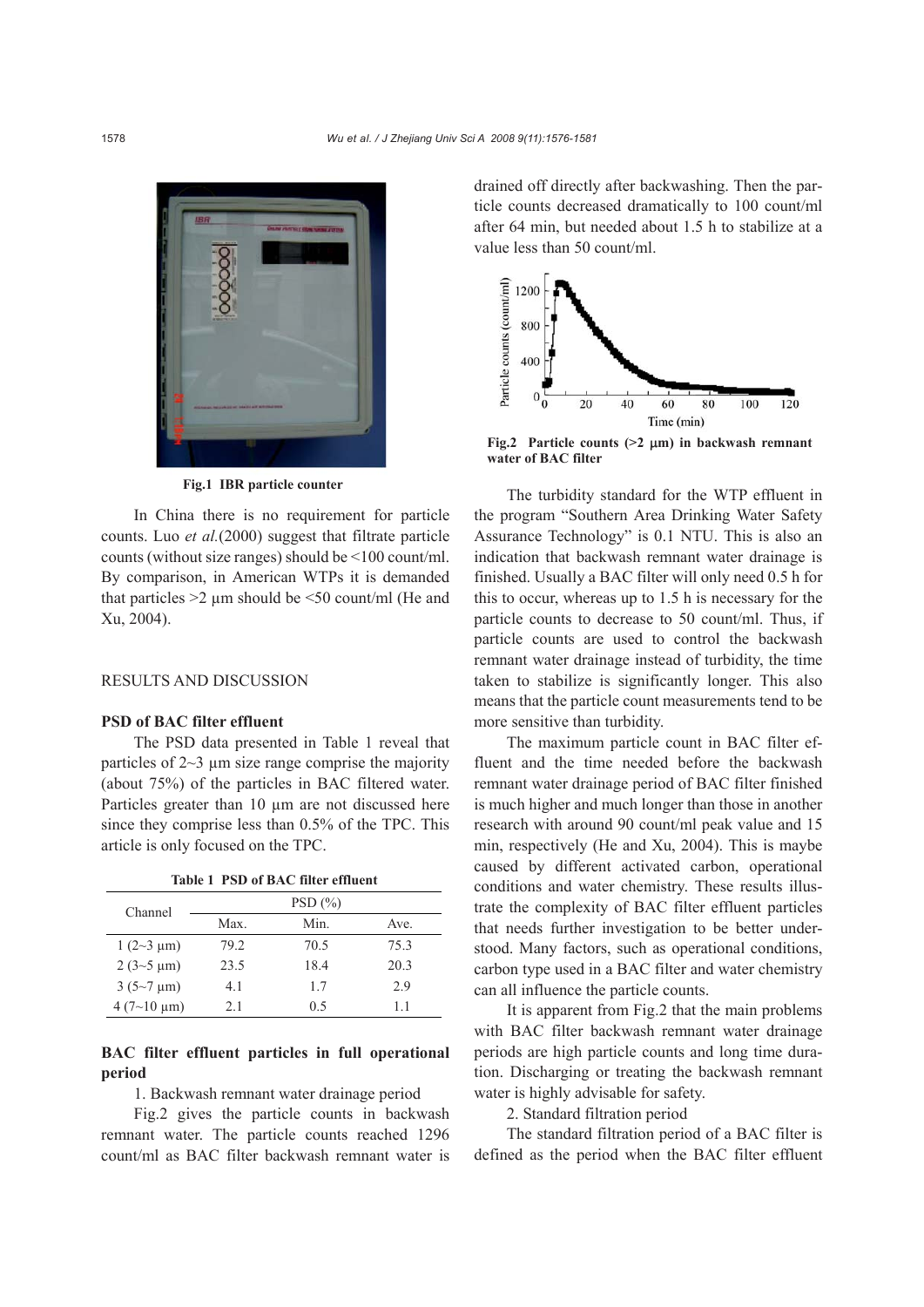Fig.1 IBR particle counter

In China there is no requirement for particle counts. Luo *et al.*(2000) suggest that filtrate particle counts (without size ranges) should be <100 count/ml. By comparison, in American WTPs it is demanded that particles >2 μm should be <50 count/ml (He and Xu, 2004).

## RESULTS AND DISCUSSION

### PSD of BAC filter effluent

The PSD data presented in Table 1 reveal that particles of 2~3 μm size range comprise the majority (about 75%) of the particles in BAC filtered water. Particles greater than 10 μm are not discussed here since they comprise less than 0.5% of the TPC. This article is only focused on the TPC.

**Table 1 PSD of BAC filter effluent**

| Channel | PSD (%) | | |
|---|---|---|---|
| | Max. | Min. | Ave. |
| 1 (2~3 μm) | 79.2 | 70.5 | 75.3 |
| 2 (3~5 μm) | 23.5 | 18.4 | 20.3 |
| 3 (5~7 μm) | 4.1 | 1.7 | 2.9 |
| 4 (7~10 μm) | 2.1 | 0.5 | 1.1 |

### BAC filter effluent particles in full operational period

1. Backwash remnant water drainage period

Fig.2 gives the particle counts in backwash remnant water. The particle counts reached 1296 count/ml as BAC filter backwash remnant water is drained off directly after backwashing. Then the particle counts decreased dramatically to 100 count/ml after 64 min, but needed about 1.5 h to stabilize at a value less than 50 count/ml.

Fig.2 Particle counts (>2 μm) in backwash remnant water of BAC filter

The turbidity standard for the WTP effluent in the program "Southern Area Drinking Water Safety Assurance Technology" is 0.1 NTU. This is also an indication that backwash remnant water drainage is finished. Usually a BAC filter will only need 0.5 h for this to occur, whereas up to 1.5 h is necessary for the particle counts to decrease to 50 count/ml. Thus, if particle counts are used to control the backwash remnant water drainage instead of turbidity, the time taken to stabilize is significantly longer. This also means that the particle count measurements tend to be more sensitive than turbidity.

The maximum particle count in BAC filter effluent and the time needed before the backwash remnant water drainage period of BAC filter finished is much higher and much longer than those in another research with around 90 count/ml peak value and 15 min, respectively (He and Xu, 2004). This is maybe caused by different activated carbon, operational conditions and water chemistry. These results illustrate the complexity of BAC filter effluent particles that needs further investigation to be better understood. Many factors, such as operational conditions, carbon type used in a BAC filter and water chemistry can all influence the particle counts.

It is apparent from Fig.2 that the main problems with BAC filter backwash remnant water drainage periods are high particle counts and long time duration. Discharging or treating the backwash remnant water is highly advisable for safety.

2. Standard filtration period

The standard filtration period of a BAC filter is defined as the period when the BAC filter effluent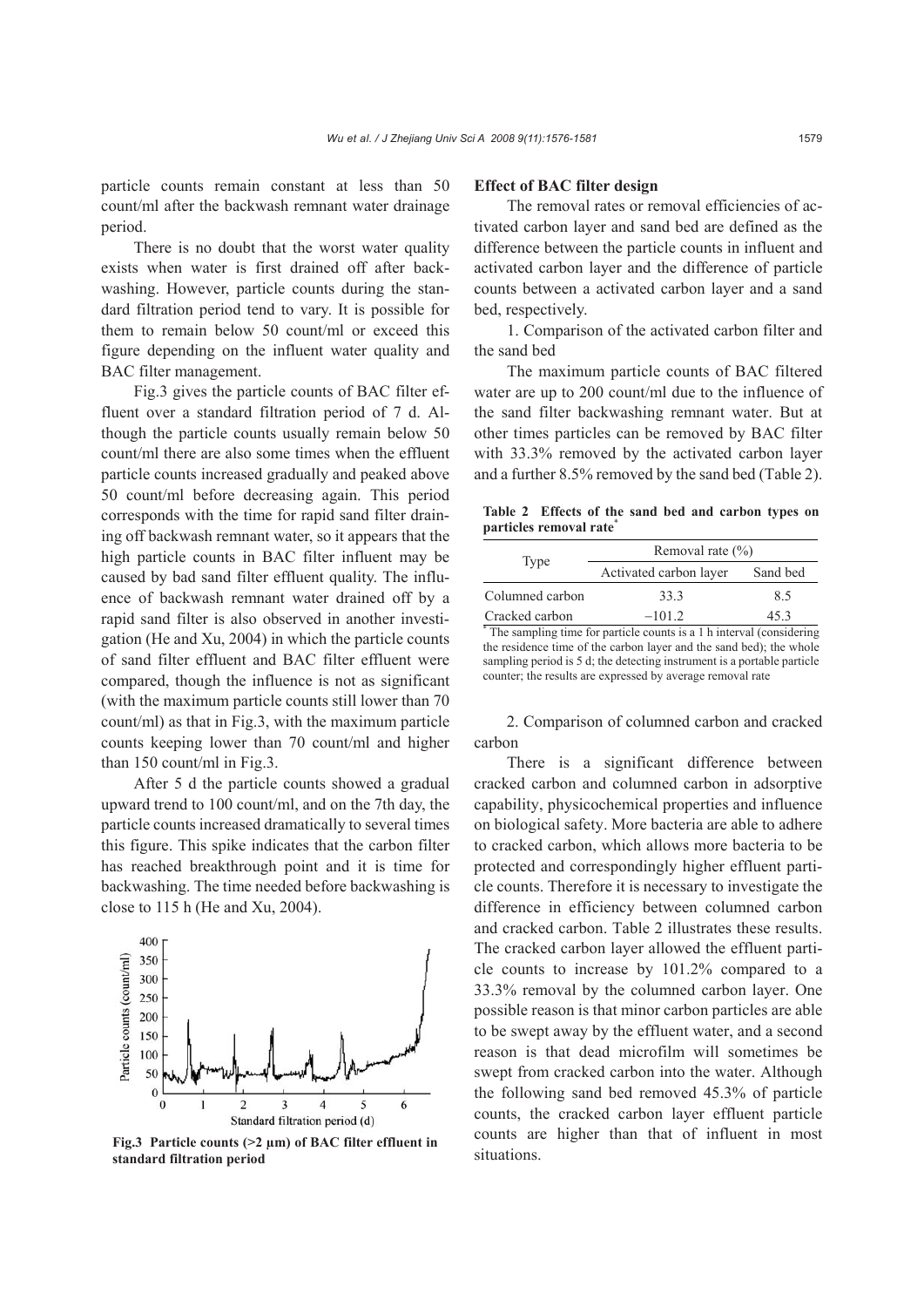particle counts remain constant at less than 50 count/ml after the backwash remnant water drainage period.

There is no doubt that the worst water quality exists when water is first drained off after backwashing. However, particle counts during the standard filtration period tend to vary. It is possible for them to remain below 50 count/ml or exceed this figure depending on the influent water quality and BAC filter management.

Fig.3 gives the particle counts of BAC filter effluent over a standard filtration period of 7 d. Although the particle counts usually remain below 50 count/ml there are also some times when the effluent particle counts increased gradually and peaked above 50 count/ml before decreasing again. This period corresponds with the time for rapid sand filter draining off backwash remnant water, so it appears that the high particle counts in BAC filter influent may be caused by bad sand filter effluent quality. The influence of backwash remnant water drained off by a rapid sand filter is also observed in another investigation (He and Xu, 2004) in which the particle counts of sand filter effluent and BAC filter effluent were compared, though the influence is not as significant (with the maximum particle counts still lower than 70 count/ml) as that in Fig.3, with the maximum particle counts keeping lower than 70 count/ml and higher than 150 count/ml in Fig.3.

After 5 d the particle counts showed a gradual upward trend to 100 count/ml, and on the 7th day, the particle counts increased dramatically to several times this figure. This spike indicates that the carbon filter has reached breakthrough point and it is time for backwashing. The time needed before backwashing is close to 115 h (He and Xu, 2004).

**Fig.3 Particle counts (>2 μm) of BAC filter effluent in standard filtration period**

**Effect of BAC filter design**

The removal rates or removal efficiencies of activated carbon layer and sand bed are defined as the difference between the particle counts in influent and activated carbon layer and the difference of particle counts between a activated carbon layer and a sand bed, respectively.

1. Comparison of the activated carbon filter and the sand bed

The maximum particle counts of BAC filtered water are up to 200 count/ml due to the influence of the sand filter backwashing remnant water. But at other times particles can be removed by BAC filter with 33.3% removed by the activated carbon layer and a further 8.5% removed by the sand bed (Table 2).

**Table 2 Effects of the sand bed and carbon types on particles removal rate***

| Type | Removal rate (%) | |
|---|---|---|
| | Activated carbon layer | Sand bed |
| Columned carbon | 33.3 | 8.5 |
| Cracked carbon | −101.2 | 45.3 |

* The sampling time for particle counts is a 1 h interval (considering the residence time of the carbon layer and the sand bed); the whole sampling period is 5 d; the detecting instrument is a portable particle counter; the results are expressed by average removal rate

2. Comparison of columned carbon and cracked carbon

There is a significant difference between cracked carbon and columned carbon in adsorptive capability, physicochemical properties and influence on biological safety. More bacteria are able to adhere to cracked carbon, which allows more bacteria to be protected and correspondingly higher effluent particle counts. Therefore it is necessary to investigate the difference in efficiency between columned carbon and cracked carbon. Table 2 illustrates these results. The cracked carbon layer allowed the effluent particle counts to increase by 101.2% compared to a 33.3% removal by the columned carbon layer. One possible reason is that minor carbon particles are able to be swept away by the effluent water, and a second reason is that dead microfilm will sometimes be swept from cracked carbon into the water. Although the following sand bed removed 45.3% of particle counts, the cracked carbon layer effluent particle counts are higher than that of influent in most situations.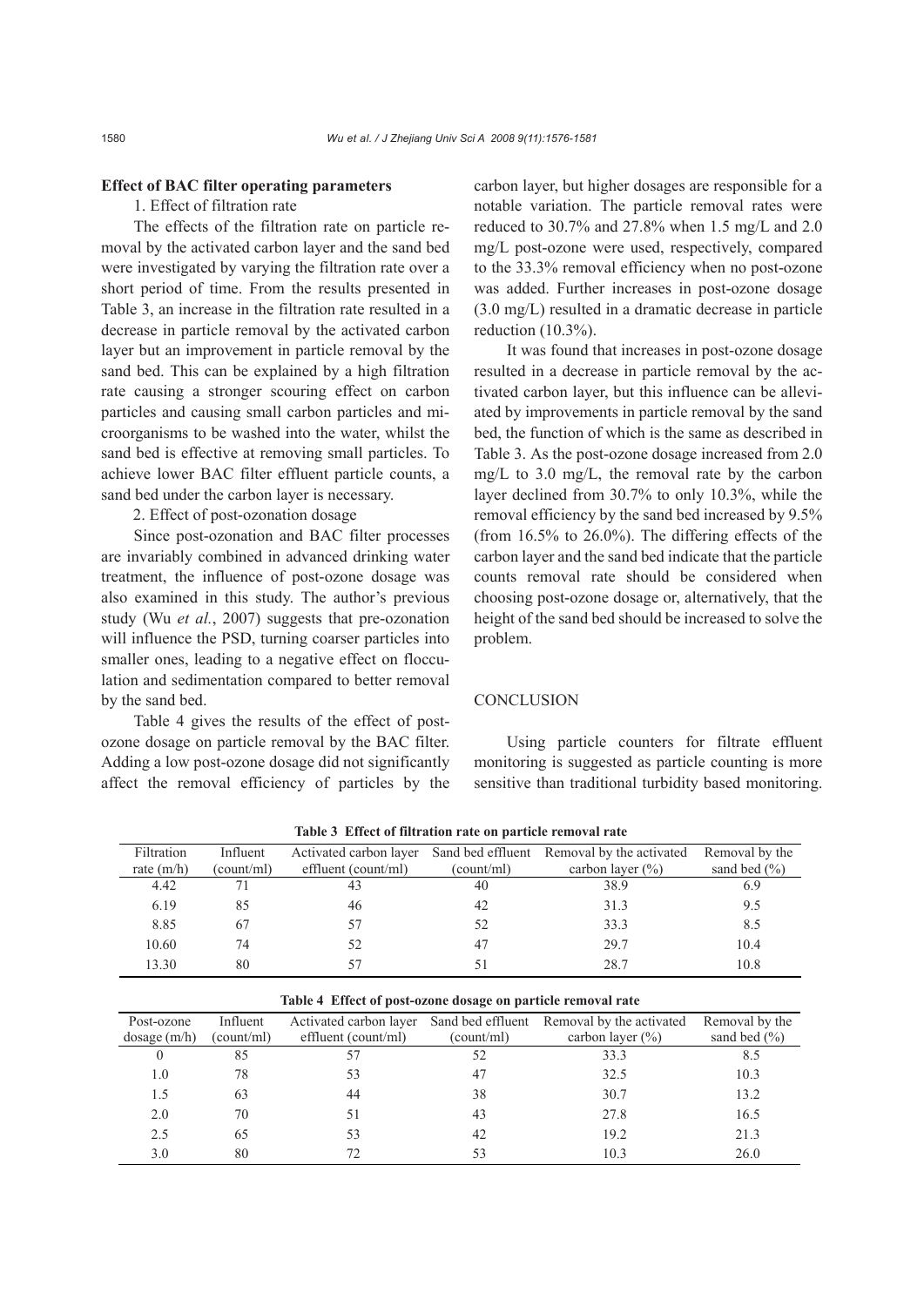**Effect of BAC filter operating parameters**

1. Effect of filtration rate

The effects of the filtration rate on particle removal by the activated carbon layer and the sand bed were investigated by varying the filtration rate over a short period of time. From the results presented in Table 3, an increase in the filtration rate resulted in a decrease in particle removal by the activated carbon layer but an improvement in particle removal by the sand bed. This can be explained by a high filtration rate causing a stronger scouring effect on carbon particles and causing small carbon particles and microorganisms to be washed into the water, whilst the sand bed is effective at removing small particles. To achieve lower BAC filter effluent particle counts, a sand bed under the carbon layer is necessary.

2. Effect of post-ozonation dosage

Since post-ozonation and BAC filter processes are invariably combined in advanced drinking water treatment, the influence of post-ozone dosage was also examined in this study. The author's previous study (Wu *et al.*, 2007) suggests that pre-ozonation will influence the PSD, turning coarser particles into smaller ones, leading to a negative effect on flocculation and sedimentation compared to better removal by the sand bed.

Table 4 gives the results of the effect of post-ozone dosage on particle removal by the BAC filter. Adding a low post-ozone dosage did not significantly affect the removal efficiency of particles by the carbon layer, but higher dosages are responsible for a notable variation. The particle removal rates were reduced to 30.7% and 27.8% when 1.5 mg/L and 2.0 mg/L post-ozone were used, respectively, compared to the 33.3% removal efficiency when no post-ozone was added. Further increases in post-ozone dosage (3.0 mg/L) resulted in a dramatic decrease in particle reduction (10.3%).

It was found that increases in post-ozone dosage resulted in a decrease in particle removal by the activated carbon layer, but this influence can be alleviated by improvements in particle removal by the sand bed, the function of which is the same as described in Table 3. As the post-ozone dosage increased from 2.0 mg/L to 3.0 mg/L, the removal rate by the carbon layer declined from 30.7% to only 10.3%, while the removal efficiency by the sand bed increased by 9.5% (from 16.5% to 26.0%). The differing effects of the carbon layer and the sand bed indicate that the particle counts removal rate should be considered when choosing post-ozone dosage or, alternatively, that the height of the sand bed should be increased to solve the problem.

## CONCLUSION

Using particle counters for filtrate effluent monitoring is suggested as particle counting is more sensitive than traditional turbidity based monitoring.

**Table 3 Effect of filtration rate on particle removal rate**

| Filtration rate (m/h) | Influent (count/ml) | Activated carbon layer effluent (count/ml) | Sand bed effluent (count/ml) | Removal by the activated carbon layer (%) | Removal by the sand bed (%) |
|---|---|---|---|---|---|
| 4.42 | 71 | 43 | 40 | 38.9 | 6.9 |
| 6.19 | 85 | 46 | 42 | 31.3 | 9.5 |
| 8.85 | 67 | 57 | 52 | 33.3 | 8.5 |
| 10.60 | 74 | 52 | 47 | 29.7 | 10.4 |
| 13.30 | 80 | 57 | 51 | 28.7 | 10.8 |

**Table 4 Effect of post-ozone dosage on particle removal rate**

| Post-ozone dosage (m/h) | Influent (count/ml) | Activated carbon layer effluent (count/ml) | Sand bed effluent (count/ml) | Removal by the activated carbon layer (%) | Removal by the sand bed (%) |
|---|---|---|---|---|---|
| 0 | 85 | 57 | 52 | 33.3 | 8.5 |
| 1.0 | 78 | 53 | 47 | 32.5 | 10.3 |
| 1.5 | 63 | 44 | 38 | 30.7 | 13.2 |
| 2.0 | 70 | 51 | 43 | 27.8 | 16.5 |
| 2.5 | 65 | 53 | 42 | 19.2 | 21.3 |
| 3.0 | 80 | 72 | 53 | 10.3 | 26.0 |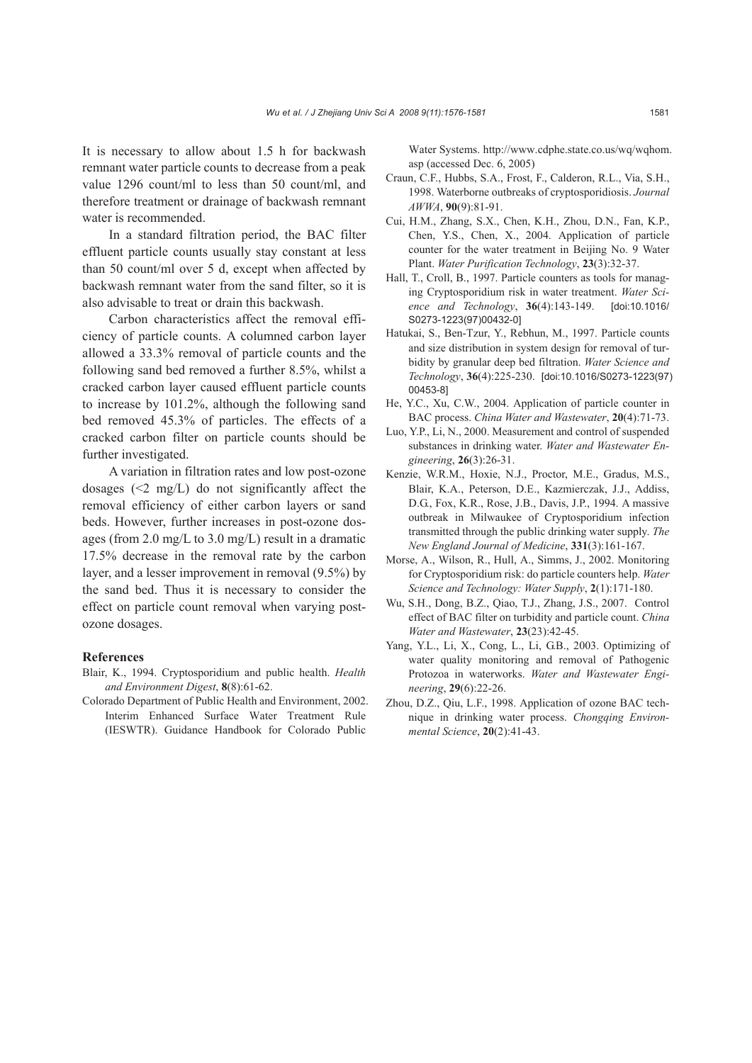It is necessary to allow about 1.5 h for backwash remnant water particle counts to decrease from a peak value 1296 count/ml to less than 50 count/ml, and therefore treatment or drainage of backwash remnant water is recommended.

In a standard filtration period, the BAC filter effluent particle counts usually stay constant at less than 50 count/ml over 5 d, except when affected by backwash remnant water from the sand filter, so it is also advisable to treat or drain this backwash.

Carbon characteristics affect the removal efficiency of particle counts. A columned carbon layer allowed a 33.3% removal of particle counts and the following sand bed removed a further 8.5%, whilst a cracked carbon layer caused effluent particle counts to increase by 101.2%, although the following sand bed removed 45.3% of particles. The effects of a cracked carbon filter on particle counts should be further investigated.

A variation in filtration rates and low post-ozone dosages (<2 mg/L) do not significantly affect the removal efficiency of either carbon layers or sand beds. However, further increases in post-ozone dosages (from 2.0 mg/L to 3.0 mg/L) result in a dramatic 17.5% decrease in the removal rate by the carbon layer, and a lesser improvement in removal (9.5%) by the sand bed. Thus it is necessary to consider the effect on particle count removal when varying post-ozone dosages.

## References

Blair, K., 1994. Cryptosporidium and public health. *Health and Environment Digest*, **8**(8):61-62.

Colorado Department of Public Health and Environment, 2002. Interim Enhanced Surface Water Treatment Rule (IESWTR). Guidance Handbook for Colorado Public Water Systems. http://www.cdphe.state.co.us/wq/wqhom.asp (accessed Dec. 6, 2005)

Craun, C.F., Hubbs, S.A., Frost, F., Calderon, R.L., Via, S.H., 1998. Waterborne outbreaks of cryptosporidiosis. *Journal AWWA*, **90**(9):81-91.

Cui, H.M., Zhang, S.X., Chen, K.H., Zhou, D.N., Fan, K.P., Chen, Y.S., Chen, X., 2004. Application of particle counter for the water treatment in Beijing No. 9 Water Plant. *Water Purification Technology*, **23**(3):32-37.

Hall, T., Croll, B., 1997. Particle counters as tools for managing Cryptosporidium risk in water treatment. *Water Science and Technology*, **36**(4):143-149. [doi:10.1016/S0273-1223(97)00432-0]

Hatukai, S., Ben-Tzur, Y., Rebhun, M., 1997. Particle counts and size distribution in system design for removal of turbidity by granular deep bed filtration. *Water Science and Technology*, **36**(4):225-230. [doi:10.1016/S0273-1223(97)00453-8]

He, Y.C., Xu, C.W., 2004. Application of particle counter in BAC process. *China Water and Wastewater*, **20**(4):71-73.

Luo, Y.P., Li, N., 2000. Measurement and control of suspended substances in drinking water. *Water and Wastewater Engineering*, **26**(3):26-31.

Kenzie, W.R.M., Hoxie, N.J., Proctor, M.E., Gradus, M.S., Blair, K.A., Peterson, D.E., Kazmierczak, J.J., Addiss, D.G., Fox, K.R., Rose, J.B., Davis, J.P., 1994. A massive outbreak in Milwaukee of Cryptosporidium infection transmitted through the public drinking water supply. *The New England Journal of Medicine*, **331**(3):161-167.

Morse, A., Wilson, R., Hull, A., Simms, J., 2002. Monitoring for Cryptosporidium risk: do particle counters help. *Water Science and Technology: Water Supply*, **2**(1):171-180.

Wu, S.H., Dong, B.Z., Qiao, T.J., Zhang, J.S., 2007. Control effect of BAC filter on turbidity and particle count. *China Water and Wastewater*, **23**(23):42-45.

Yang, Y.L., Li, X., Cong, L., Li, G.B., 2003. Optimizing of water quality monitoring and removal of Pathogenic Protozoa in waterworks. *Water and Wastewater Engineering*, **29**(6):22-26.

Zhou, D.Z., Qiu, L.F., 1998. Application of ozone BAC technique in drinking water process. *Chongqing Environmental Science*, **20**(2):41-43.